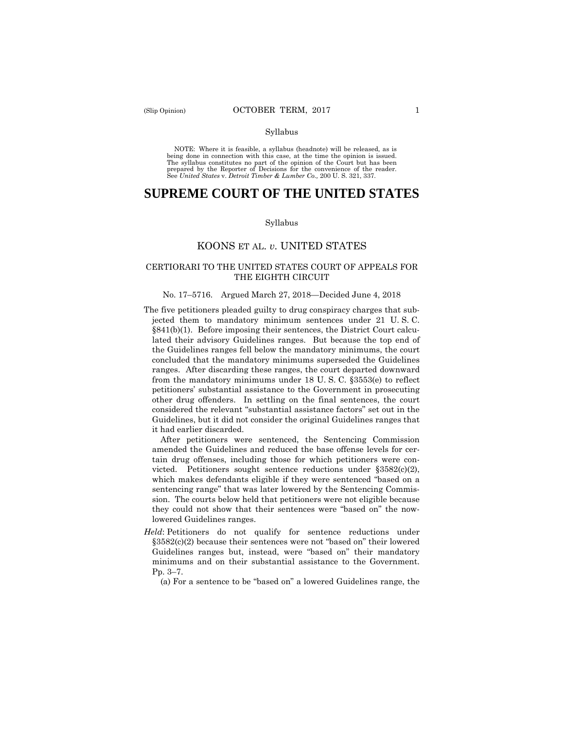Syllabus

NOTE: Where it is feasible, a syllabus (headnote) will be released, as is being done in connection with this case, at the time the opinion is issued. The syllabus constitutes no part of the opinion of the Court but has been prepared by the Reporter of Decisions for the convenience of the reader. See *United States* v. *Detroit Timber & Lumber Co.,* 200 U. S. 321, 337.

# SUPREME COURT OF THE UNITED STATES

Syllabus

## KOONS ET AL. *v.* UNITED STATES

### CERTIORARI TO THE UNITED STATES COURT OF APPEALS FOR THE EIGHTH CIRCUIT

No. 17–5716. Argued March 27, 2018—Decided June 4, 2018

The five petitioners pleaded guilty to drug conspiracy charges that subjected them to mandatory minimum sentences under 21 U. S. C. §841(b)(1). Before imposing their sentences, the District Court calculated their advisory Guidelines ranges. But because the top end of the Guidelines ranges fell below the mandatory minimums, the court concluded that the mandatory minimums superseded the Guidelines ranges. After discarding these ranges, the court departed downward from the mandatory minimums under 18 U. S. C. §3553(e) to reflect petitioners' substantial assistance to the Government in prosecuting other drug offenders. In settling on the final sentences, the court considered the relevant "substantial assistance factors" set out in the Guidelines, but it did not consider the original Guidelines ranges that it had earlier discarded.

After petitioners were sentenced, the Sentencing Commission amended the Guidelines and reduced the base offense levels for certain drug offenses, including those for which petitioners were convicted. Petitioners sought sentence reductions under §3582(c)(2), which makes defendants eligible if they were sentenced "based on a sentencing range" that was later lowered by the Sentencing Commission. The courts below held that petitioners were not eligible because they could not show that their sentences were "based on" the now-lowered Guidelines ranges.

*Held*: Petitioners do not qualify for sentence reductions under §3582(c)(2) because their sentences were not "based on" their lowered Guidelines ranges but, instead, were "based on" their mandatory minimums and on their substantial assistance to the Government. Pp. 3–7.

(a) For a sentence to be "based on" a lowered Guidelines range, the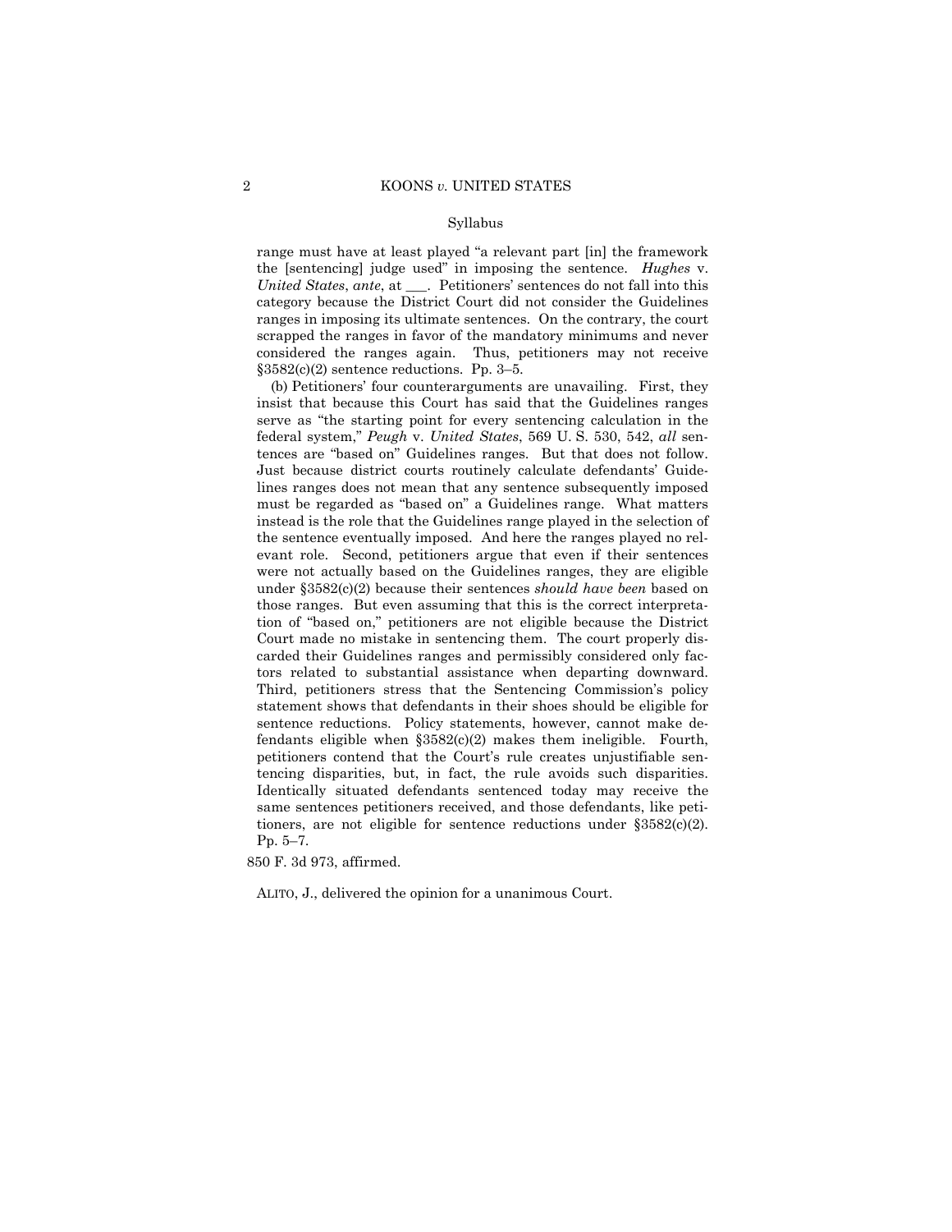## Syllabus

range must have at least played "a relevant part [in] the framework the [sentencing] judge used" in imposing the sentence. *Hughes* v. *United States*, *ante*, at ___. Petitioners' sentences do not fall into this category because the District Court did not consider the Guidelines ranges in imposing its ultimate sentences. On the contrary, the court scrapped the ranges in favor of the mandatory minimums and never considered the ranges again. Thus, petitioners may not receive §3582(c)(2) sentence reductions. Pp. 3–5.

(b) Petitioners' four counterarguments are unavailing. First, they insist that because this Court has said that the Guidelines ranges serve as "the starting point for every sentencing calculation in the federal system," *Peugh* v. *United States*, 569 U. S. 530, 542, *all* sentences are "based on" Guidelines ranges. But that does not follow. Just because district courts routinely calculate defendants' Guidelines ranges does not mean that any sentence subsequently imposed must be regarded as "based on" a Guidelines range. What matters instead is the role that the Guidelines range played in the selection of the sentence eventually imposed. And here the ranges played no relevant role. Second, petitioners argue that even if their sentences were not actually based on the Guidelines ranges, they are eligible under §3582(c)(2) because their sentences *should have been* based on those ranges. But even assuming that this is the correct interpretation of "based on," petitioners are not eligible because the District Court made no mistake in sentencing them. The court properly discarded their Guidelines ranges and permissibly considered only factors related to substantial assistance when departing downward. Third, petitioners stress that the Sentencing Commission's policy statement shows that defendants in their shoes should be eligible for sentence reductions. Policy statements, however, cannot make defendants eligible when §3582(c)(2) makes them ineligible. Fourth, petitioners contend that the Court's rule creates unjustifiable sentencing disparities, but, in fact, the rule avoids such disparities. Identically situated defendants sentenced today may receive the same sentences petitioners received, and those defendants, like petitioners, are not eligible for sentence reductions under §3582(c)(2). Pp. 5–7.

850 F. 3d 973, affirmed.

ALITO, J., delivered the opinion for a unanimous Court.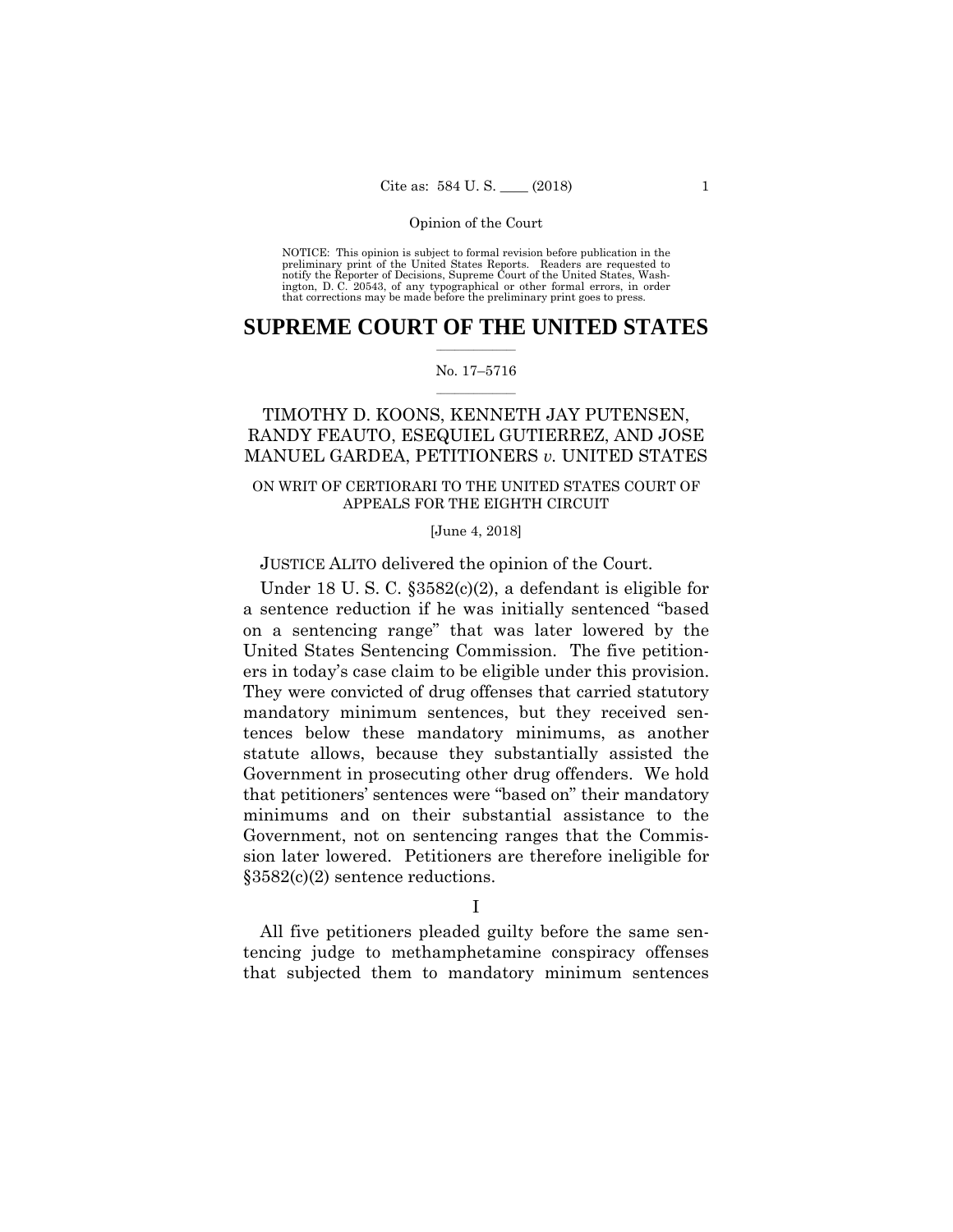Opinion of the Court

NOTICE: This opinion is subject to formal revision before publication in the preliminary print of the United States Reports. Readers are requested to notify the Reporter of Decisions, Supreme Court of the United States, Washington, D. C. 20543, of any typographical or other formal errors, in order that corrections may be made before the preliminary print goes to press.

# SUPREME COURT OF THE UNITED STATES

No. 17–5716

## TIMOTHY D. KOONS, KENNETH JAY PUTENSEN, RANDY FEAUTO, ESEQUIEL GUTIERREZ, AND JOSE MANUEL GARDEA, PETITIONERS *v.* UNITED STATES

ON WRIT OF CERTIORARI TO THE UNITED STATES COURT OF APPEALS FOR THE EIGHTH CIRCUIT

[June 4, 2018]

JUSTICE ALITO delivered the opinion of the Court.

Under 18 U. S. C. §3582(c)(2), a defendant is eligible for a sentence reduction if he was initially sentenced "based on a sentencing range" that was later lowered by the United States Sentencing Commission. The five petitioners in today's case claim to be eligible under this provision. They were convicted of drug offenses that carried statutory mandatory minimum sentences, but they received sentences below these mandatory minimums, as another statute allows, because they substantially assisted the Government in prosecuting other drug offenders. We hold that petitioners' sentences were "based on" their mandatory minimums and on their substantial assistance to the Government, not on sentencing ranges that the Commission later lowered. Petitioners are therefore ineligible for §3582(c)(2) sentence reductions.

I

All five petitioners pleaded guilty before the same sentencing judge to methamphetamine conspiracy offenses that subjected them to mandatory minimum sentences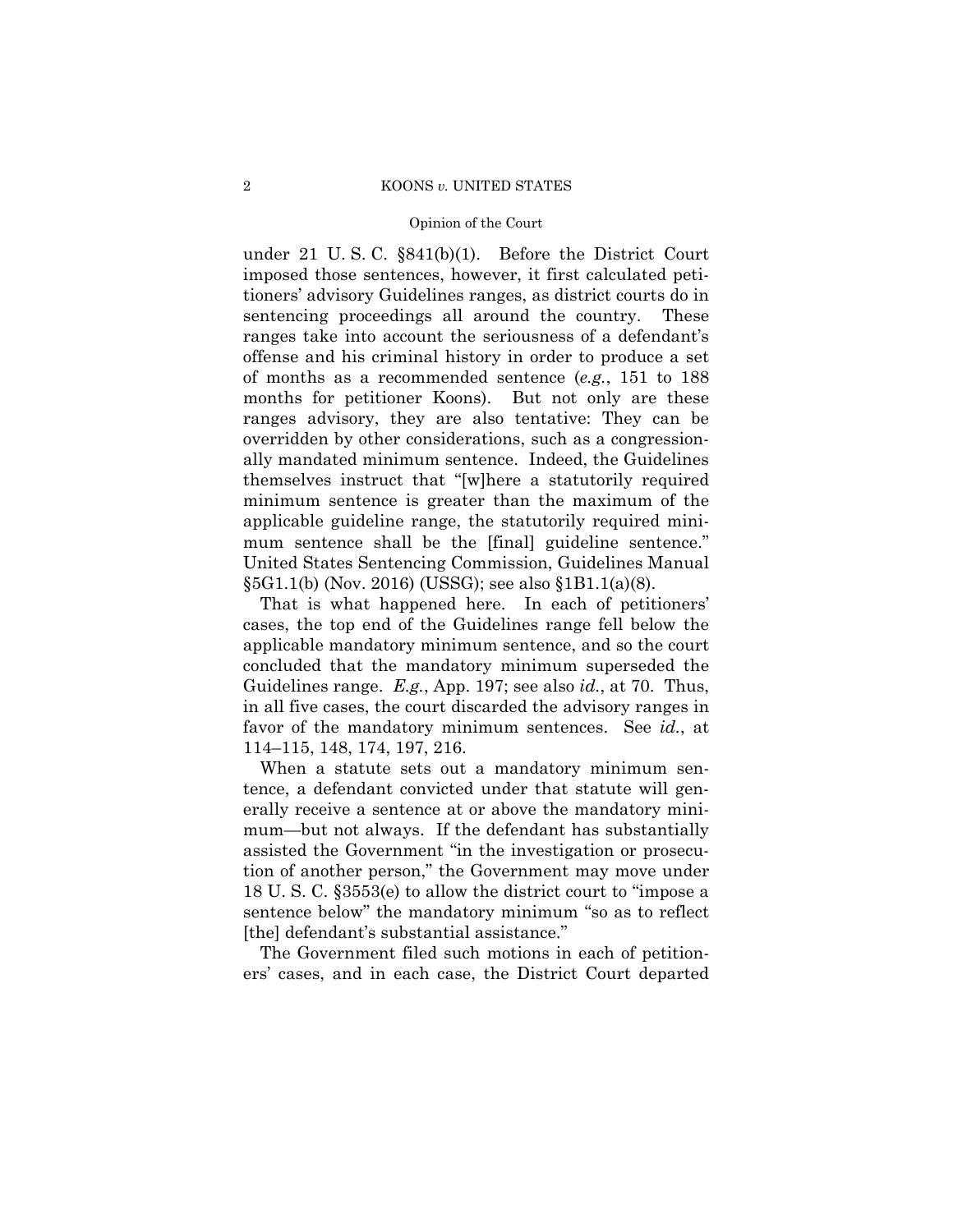under 21 U. S. C. §841(b)(1). Before the District Court imposed those sentences, however, it first calculated petitioners' advisory Guidelines ranges, as district courts do in sentencing proceedings all around the country. These ranges take into account the seriousness of a defendant's offense and his criminal history in order to produce a set of months as a recommended sentence (*e.g.*, 151 to 188 months for petitioner Koons). But not only are these ranges advisory, they are also tentative: They can be overridden by other considerations, such as a congressionally mandated minimum sentence. Indeed, the Guidelines themselves instruct that "[w]here a statutorily required minimum sentence is greater than the maximum of the applicable guideline range, the statutorily required minimum sentence shall be the [final] guideline sentence." United States Sentencing Commission, Guidelines Manual §5G1.1(b) (Nov. 2016) (USSG); see also §1B1.1(a)(8).

That is what happened here. In each of petitioners' cases, the top end of the Guidelines range fell below the applicable mandatory minimum sentence, and so the court concluded that the mandatory minimum superseded the Guidelines range. *E.g.*, App. 197; see also *id.*, at 70. Thus, in all five cases, the court discarded the advisory ranges in favor of the mandatory minimum sentences. See *id.*, at 114–115, 148, 174, 197, 216.

When a statute sets out a mandatory minimum sentence, a defendant convicted under that statute will generally receive a sentence at or above the mandatory minimum—but not always. If the defendant has substantially assisted the Government "in the investigation or prosecution of another person," the Government may move under 18 U. S. C. §3553(e) to allow the district court to "impose a sentence below" the mandatory minimum "so as to reflect [the] defendant's substantial assistance."

The Government filed such motions in each of petitioners' cases, and in each case, the District Court departed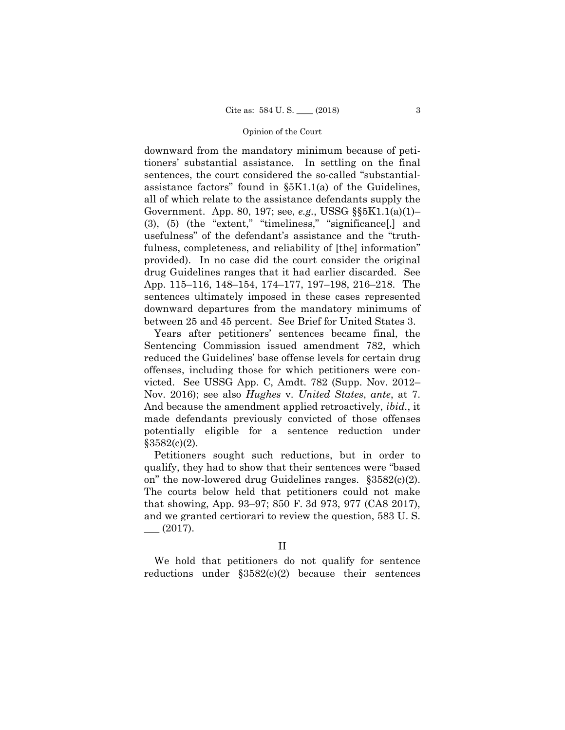downward from the mandatory minimum because of petitioners' substantial assistance. In settling on the final sentences, the court considered the so-called "substantial-assistance factors" found in §5K1.1(a) of the Guidelines, all of which relate to the assistance defendants supply the Government. App. 80, 197; see, *e.g.*, USSG §§5K1.1(a)(1)–(3), (5) (the "extent," "timeliness," "significance[,] and usefulness" of the defendant's assistance and the "truthfulness, completeness, and reliability of [the] information" provided). In no case did the court consider the original drug Guidelines ranges that it had earlier discarded. See App. 115–116, 148–154, 174–177, 197–198, 216–218. The sentences ultimately imposed in these cases represented downward departures from the mandatory minimums of between 25 and 45 percent. See Brief for United States 3.

Years after petitioners' sentences became final, the Sentencing Commission issued amendment 782, which reduced the Guidelines' base offense levels for certain drug offenses, including those for which petitioners were convicted. See USSG App. C, Amdt. 782 (Supp. Nov. 2012–Nov. 2016); see also *Hughes* v. *United States*, *ante*, at 7. And because the amendment applied retroactively, *ibid.*, it made defendants previously convicted of those offenses potentially eligible for a sentence reduction under §3582(c)(2).

Petitioners sought such reductions, but in order to qualify, they had to show that their sentences were "based on" the now-lowered drug Guidelines ranges. §3582(c)(2). The courts below held that petitioners could not make that showing, App. 93–97; 850 F. 3d 973, 977 (CA8 2017), and we granted certiorari to review the question, 583 U. S. ___ (2017).

## II

We hold that petitioners do not qualify for sentence reductions under §3582(c)(2) because their sentences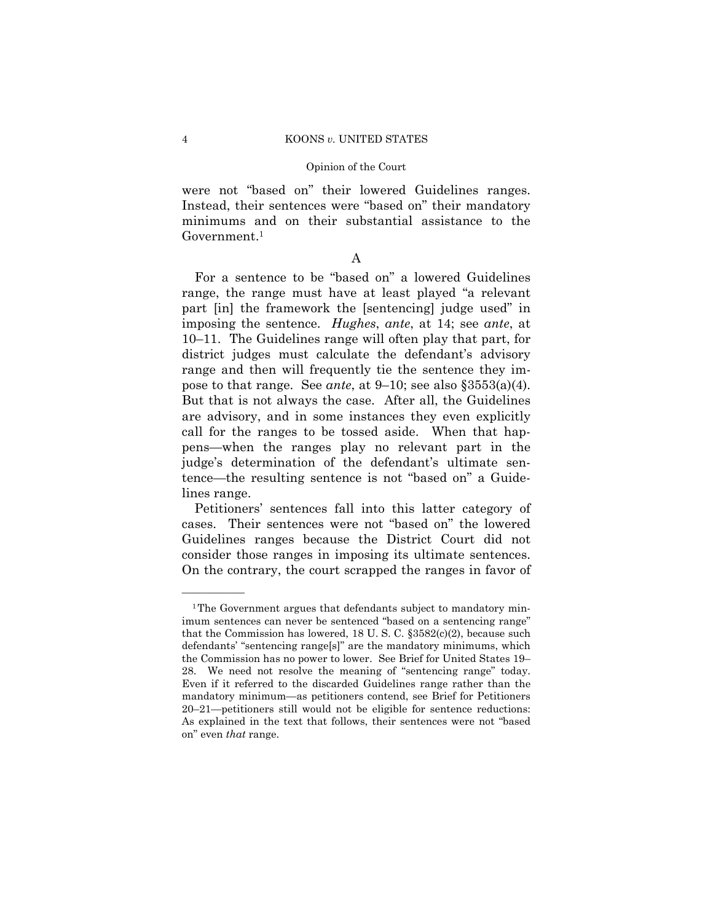were not "based on" their lowered Guidelines ranges. Instead, their sentences were "based on" their mandatory minimums and on their substantial assistance to the Government.[1]

A

For a sentence to be "based on" a lowered Guidelines range, the range must have at least played "a relevant part [in] the framework the [sentencing] judge used" in imposing the sentence. *Hughes*, *ante*, at 14; see *ante*, at 10–11. The Guidelines range will often play that part, for district judges must calculate the defendant's advisory range and then will frequently tie the sentence they impose to that range. See *ante*, at 9–10; see also §3553(a)(4). But that is not always the case. After all, the Guidelines are advisory, and in some instances they even explicitly call for the ranges to be tossed aside. When that happens—when the ranges play no relevant part in the judge's determination of the defendant's ultimate sentence—the resulting sentence is not "based on" a Guidelines range.

Petitioners' sentences fall into this latter category of cases. Their sentences were not "based on" the lowered Guidelines ranges because the District Court did not consider those ranges in imposing its ultimate sentences. On the contrary, the court scrapped the ranges in favor of

---

[1] The Government argues that defendants subject to mandatory minimum sentences can never be sentenced "based on a sentencing range" that the Commission has lowered, 18 U. S. C. §3582(c)(2), because such defendants' "sentencing range[s]" are the mandatory minimums, which the Commission has no power to lower. See Brief for United States 19–28. We need not resolve the meaning of "sentencing range" today. Even if it referred to the discarded Guidelines range rather than the mandatory minimum—as petitioners contend, see Brief for Petitioners 20–21—petitioners still would not be eligible for sentence reductions: As explained in the text that follows, their sentences were not "based on" even *that* range.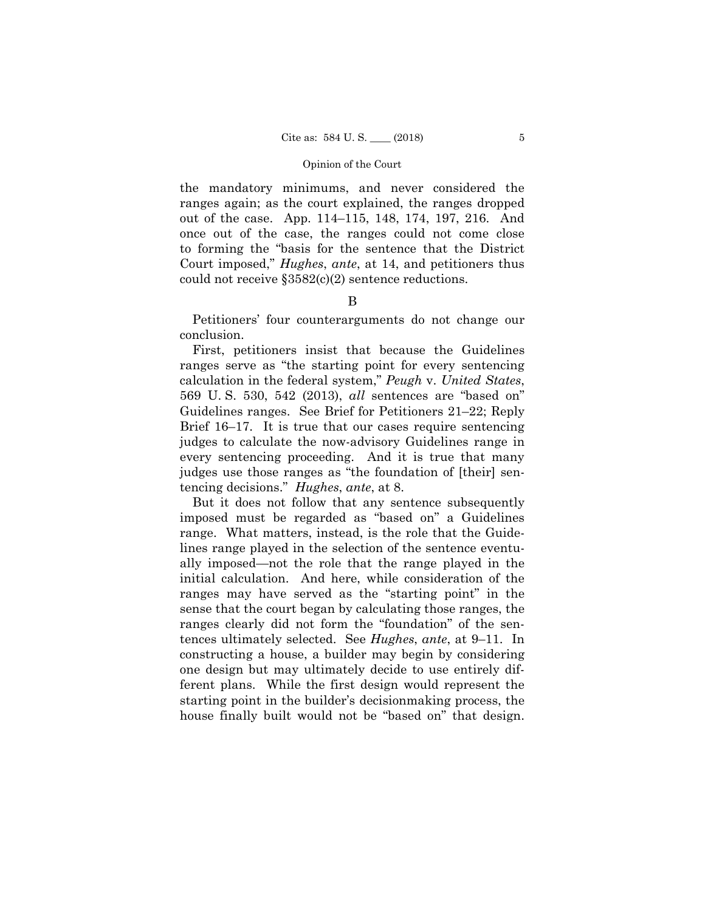the mandatory minimums, and never considered the ranges again; as the court explained, the ranges dropped out of the case. App. 114–115, 148, 174, 197, 216. And once out of the case, the ranges could not come close to forming the "basis for the sentence that the District Court imposed," *Hughes*, *ante*, at 14, and petitioners thus could not receive §3582(c)(2) sentence reductions.

B

Petitioners' four counterarguments do not change our conclusion.

First, petitioners insist that because the Guidelines ranges serve as "the starting point for every sentencing calculation in the federal system," *Peugh* v. *United States*, 569 U. S. 530, 542 (2013), *all* sentences are "based on" Guidelines ranges. See Brief for Petitioners 21–22; Reply Brief 16–17. It is true that our cases require sentencing judges to calculate the now-advisory Guidelines range in every sentencing proceeding. And it is true that many judges use those ranges as "the foundation of [their] sentencing decisions." *Hughes*, *ante*, at 8.

But it does not follow that any sentence subsequently imposed must be regarded as "based on" a Guidelines range. What matters, instead, is the role that the Guidelines range played in the selection of the sentence eventually imposed—not the role that the range played in the initial calculation. And here, while consideration of the ranges may have served as the "starting point" in the sense that the court began by calculating those ranges, the ranges clearly did not form the "foundation" of the sentences ultimately selected. See *Hughes*, *ante*, at 9–11. In constructing a house, a builder may begin by considering one design but may ultimately decide to use entirely different plans. While the first design would represent the starting point in the builder's decisionmaking process, the house finally built would not be "based on" that design.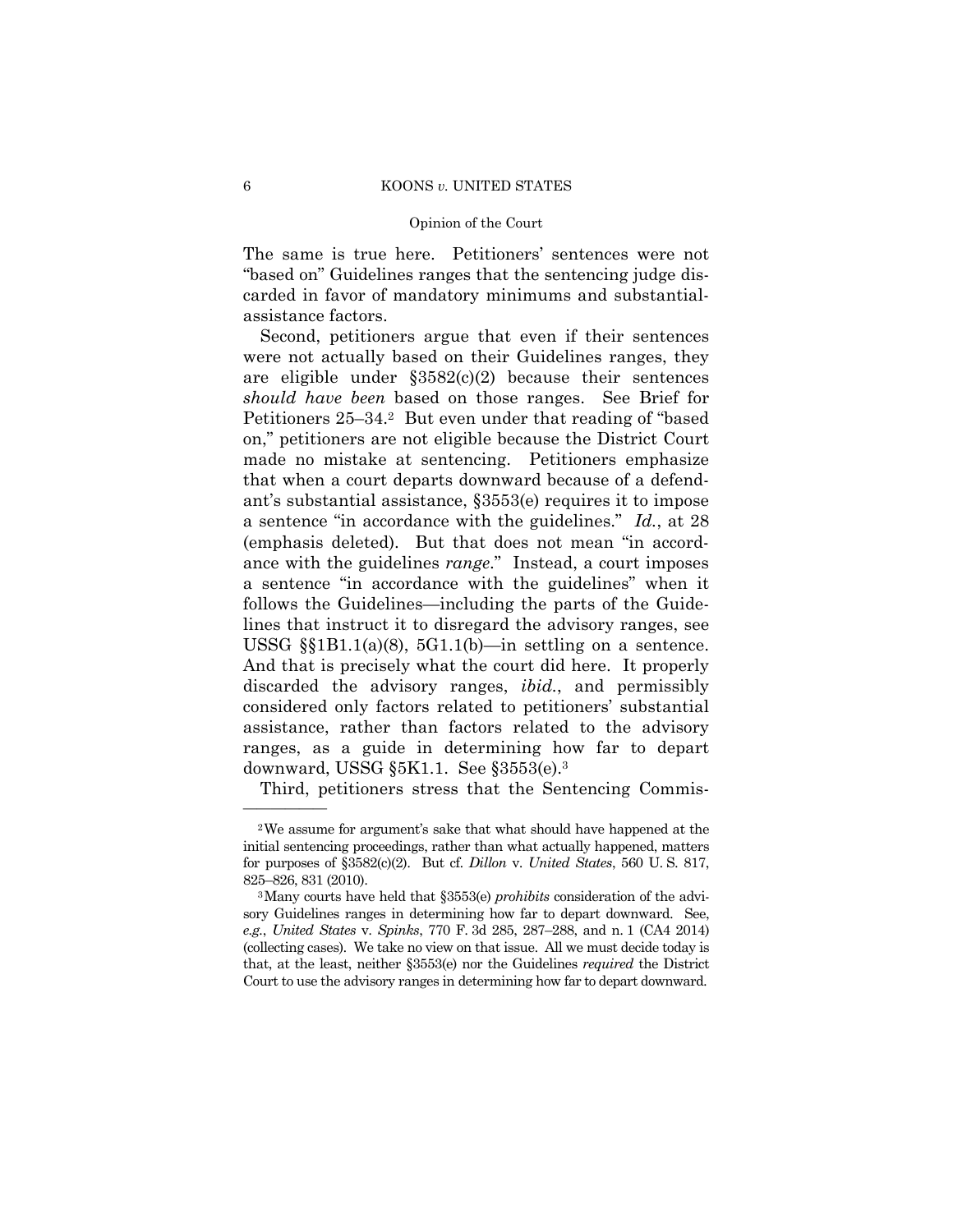The same is true here. Petitioners' sentences were not "based on" Guidelines ranges that the sentencing judge discarded in favor of mandatory minimums and substantial-assistance factors.

Second, petitioners argue that even if their sentences were not actually based on their Guidelines ranges, they are eligible under §3582(c)(2) because their sentences *should have been* based on those ranges. See Brief for Petitioners 25–34.[2] But even under that reading of "based on," petitioners are not eligible because the District Court made no mistake at sentencing. Petitioners emphasize that when a court departs downward because of a defendant's substantial assistance, §3553(e) requires it to impose a sentence "in accordance with the guidelines." *Id.*, at 28 (emphasis deleted). But that does not mean "in accordance with the guidelines *range*." Instead, a court imposes a sentence "in accordance with the guidelines" when it follows the Guidelines—including the parts of the Guidelines that instruct it to disregard the advisory ranges, see USSG §§1B1.1(a)(8), 5G1.1(b)—in settling on a sentence. And that is precisely what the court did here. It properly discarded the advisory ranges, *ibid.*, and permissibly considered only factors related to petitioners' substantial assistance, rather than factors related to the advisory ranges, as a guide in determining how far to depart downward, USSG §5K1.1. See §3553(e).[3]

Third, petitioners stress that the Sentencing Commis-

---

[2] We assume for argument's sake that what should have happened at the initial sentencing proceedings, rather than what actually happened, matters for purposes of §3582(c)(2). But cf. *Dillon* v. *United States*, 560 U. S. 817, 825–826, 831 (2010).

[3] Many courts have held that §3553(e) *prohibits* consideration of the advisory Guidelines ranges in determining how far to depart downward. See, *e.g.*, *United States* v. *Spinks*, 770 F. 3d 285, 287–288, and n. 1 (CA4 2014) (collecting cases). We take no view on that issue. All we must decide today is that, at the least, neither §3553(e) nor the Guidelines *required* the District Court to use the advisory ranges in determining how far to depart downward.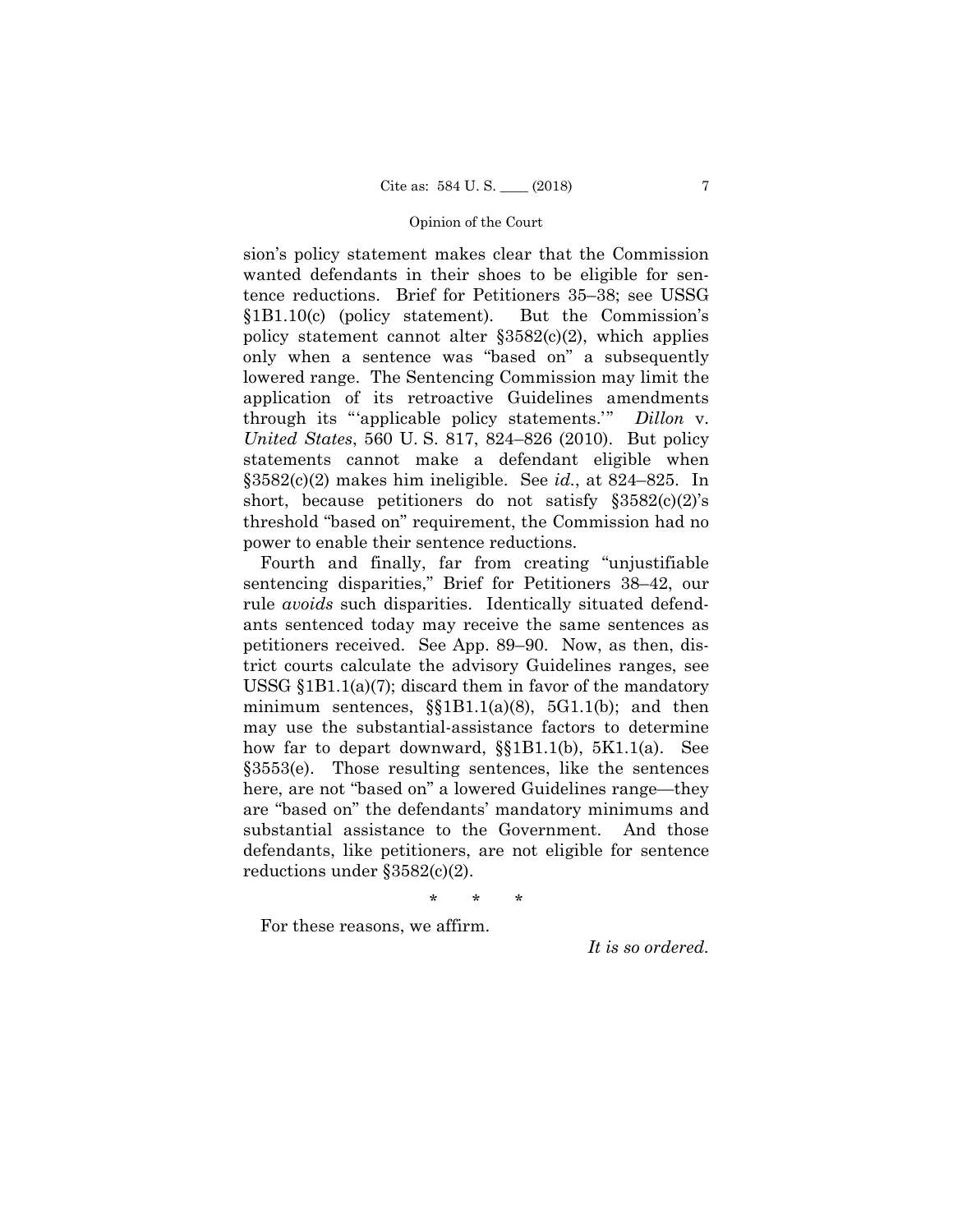sion's policy statement makes clear that the Commission wanted defendants in their shoes to be eligible for sentence reductions. Brief for Petitioners 35–38; see USSG §1B1.10(c) (policy statement). But the Commission's policy statement cannot alter §3582(c)(2), which applies only when a sentence was "based on" a subsequently lowered range. The Sentencing Commission may limit the application of its retroactive Guidelines amendments through its "'applicable policy statements.'" *Dillon* v. *United States*, 560 U. S. 817, 824–826 (2010). But policy statements cannot make a defendant eligible when §3582(c)(2) makes him ineligible. See *id.*, at 824–825. In short, because petitioners do not satisfy §3582(c)(2)'s threshold "based on" requirement, the Commission had no power to enable their sentence reductions.

Fourth and finally, far from creating "unjustifiable sentencing disparities," Brief for Petitioners 38–42, our rule *avoids* such disparities. Identically situated defendants sentenced today may receive the same sentences as petitioners received. See App. 89–90. Now, as then, district courts calculate the advisory Guidelines ranges, see USSG §1B1.1(a)(7); discard them in favor of the mandatory minimum sentences, §§1B1.1(a)(8), 5G1.1(b); and then may use the substantial-assistance factors to determine how far to depart downward, §§1B1.1(b), 5K1.1(a). See §3553(e). Those resulting sentences, like the sentences here, are not "based on" a lowered Guidelines range—they are "based on" the defendants' mandatory minimums and substantial assistance to the Government. And those defendants, like petitioners, are not eligible for sentence reductions under §3582(c)(2).

\* \* \*

For these reasons, we affirm.

*It is so ordered.*